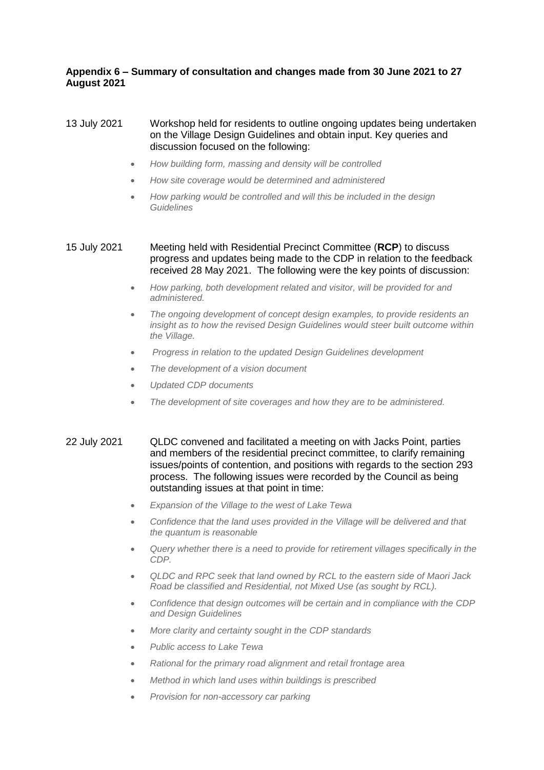**Appendix 6 – Summary of consultation and changes made from 30 June 2021 to 27 August 2021**

13 July 2021 Workshop held for residents to outline ongoing updates being undertaken on the Village Design Guidelines and obtain input. Key queries and discussion focused on the following:

- *How building form, massing and density will be controlled*
- *How site coverage would be determined and administered*
- *How parking would be controlled and will this be included in the design Guidelines*

15 July 2021 Meeting held with Residential Precinct Committee (**RCP**) to discuss progress and updates being made to the CDP in relation to the feedback received 28 May 2021. The following were the key points of discussion:

- *How parking, both development related and visitor, will be provided for and administered.*
- *The ongoing development of concept design examples, to provide residents an insight as to how the revised Design Guidelines would steer built outcome within the Village.*
- *Progress in relation to the updated Design Guidelines development*
- *The development of a vision document*
- *Updated CDP documents*
- *The development of site coverages and how they are to be administered.*

22 July 2021 QLDC convened and facilitated a meeting on with Jacks Point, parties and members of the residential precinct committee, to clarify remaining issues/points of contention, and positions with regards to the section 293 process. The following issues were recorded by the Council as being outstanding issues at that point in time:

- *Expansion of the Village to the west of Lake Tewa*
- *Confidence that the land uses provided in the Village will be delivered and that the quantum is reasonable*
- *Query whether there is a need to provide for retirement villages specifically in the CDP.*
- *QLDC and RPC seek that land owned by RCL to the eastern side of Maori Jack Road be classified and Residential, not Mixed Use (as sought by RCL).*
- *Confidence that design outcomes will be certain and in compliance with the CDP and Design Guidelines*
- *More clarity and certainty sought in the CDP standards*
- *Public access to Lake Tewa*
- *Rational for the primary road alignment and retail frontage area*
- *Method in which land uses within buildings is prescribed*
- *Provision for non-accessory car parking*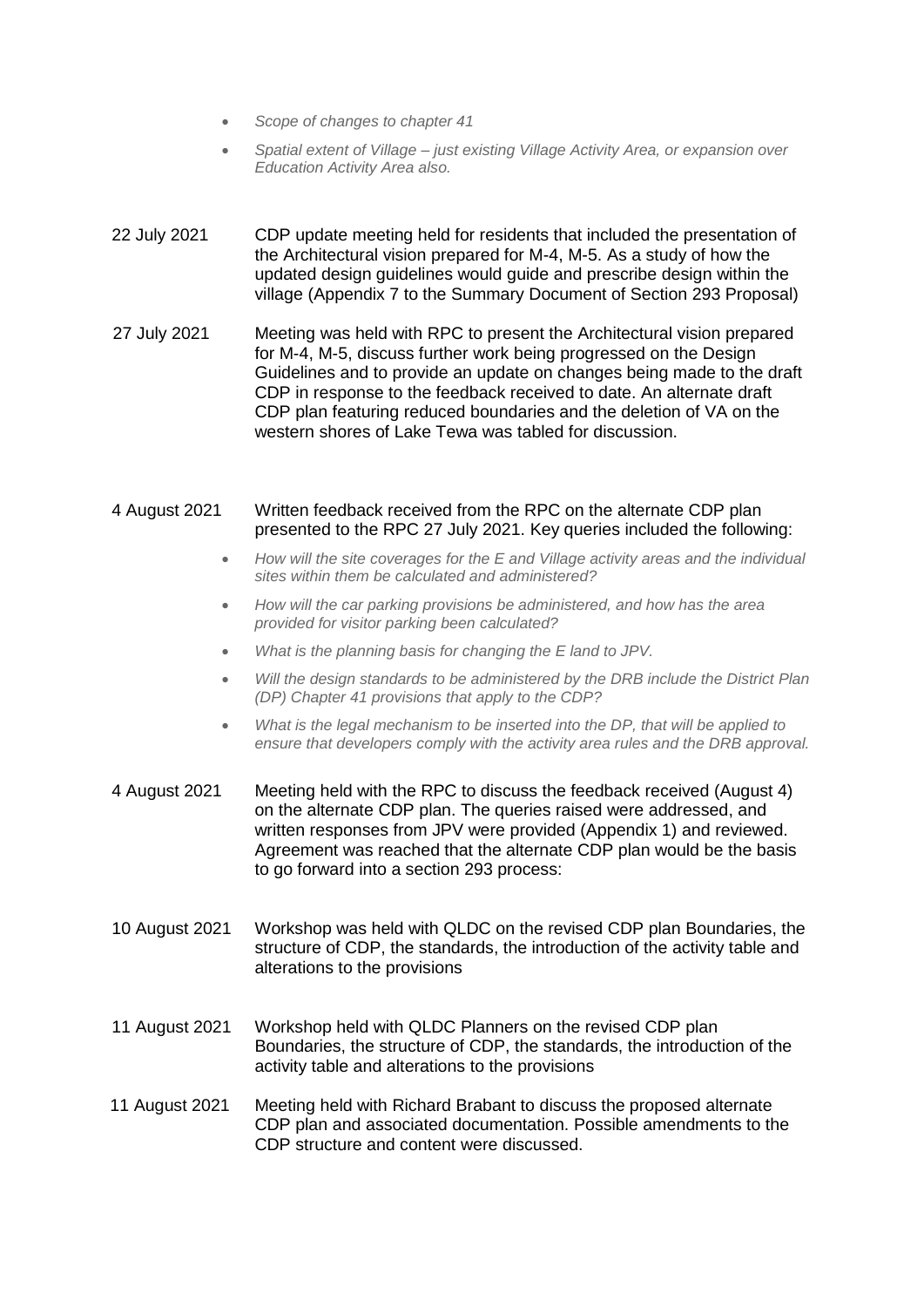- *Scope of changes to chapter 41*
- *Spatial extent of Village – just existing Village Activity Area, or expansion over Education Activity Area also.*

22 July 2021 CDP update meeting held for residents that included the presentation of the Architectural vision prepared for M-4, M-5. As a study of how the updated design guidelines would guide and prescribe design within the village (Appendix 7 to the Summary Document of Section 293 Proposal)

27 July 2021 Meeting was held with RPC to present the Architectural vision prepared for M-4, M-5, discuss further work being progressed on the Design Guidelines and to provide an update on changes being made to the draft CDP in response to the feedback received to date. An alternate draft CDP plan featuring reduced boundaries and the deletion of VA on the western shores of Lake Tewa was tabled for discussion.

4 August 2021 Written feedback received from the RPC on the alternate CDP plan presented to the RPC 27 July 2021. Key queries included the following:

- *How will the site coverages for the E and Village activity areas and the individual sites within them be calculated and administered?*
- *How will the car parking provisions be administered, and how has the area provided for visitor parking been calculated?*
- *What is the planning basis for changing the E land to JPV.*
- *Will the design standards to be administered by the DRB include the District Plan (DP) Chapter 41 provisions that apply to the CDP?*
- *What is the legal mechanism to be inserted into the DP, that will be applied to ensure that developers comply with the activity area rules and the DRB approval.*

4 August 2021 Meeting held with the RPC to discuss the feedback received (August 4) on the alternate CDP plan. The queries raised were addressed, and written responses from JPV were provided (Appendix 1) and reviewed. Agreement was reached that the alternate CDP plan would be the basis to go forward into a section 293 process:

10 August 2021 Workshop was held with QLDC on the revised CDP plan Boundaries, the structure of CDP, the standards, the introduction of the activity table and alterations to the provisions

11 August 2021 Workshop held with QLDC Planners on the revised CDP plan Boundaries, the structure of CDP, the standards, the introduction of the activity table and alterations to the provisions

11 August 2021 Meeting held with Richard Brabant to discuss the proposed alternate CDP plan and associated documentation. Possible amendments to the CDP structure and content were discussed.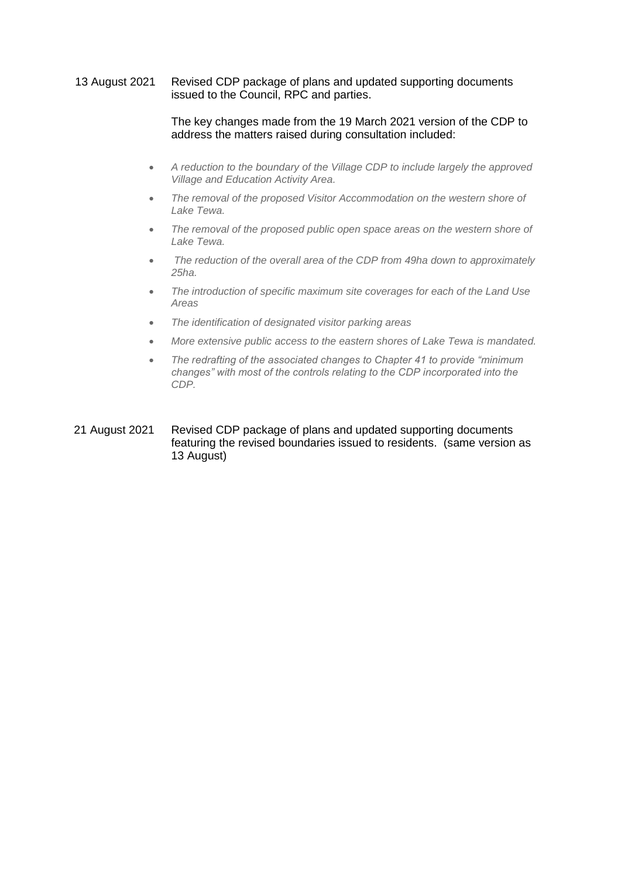13 August 2021 Revised CDP package of plans and updated supporting documents issued to the Council, RPC and parties.

The key changes made from the 19 March 2021 version of the CDP to address the matters raised during consultation included:

- *A reduction to the boundary of the Village CDP to include largely the approved Village and Education Activity Area.*
- *The removal of the proposed Visitor Accommodation on the western shore of Lake Tewa.*
- *The removal of the proposed public open space areas on the western shore of Lake Tewa.*
- *The reduction of the overall area of the CDP from 49ha down to approximately 25ha.*
- *The introduction of specific maximum site coverages for each of the Land Use Areas*
- *The identification of designated visitor parking areas*
- *More extensive public access to the eastern shores of Lake Tewa is mandated.*
- *The redrafting of the associated changes to Chapter 41 to provide "minimum changes" with most of the controls relating to the CDP incorporated into the CDP.*

21 August 2021 Revised CDP package of plans and updated supporting documents featuring the revised boundaries issued to residents. (same version as 13 August)